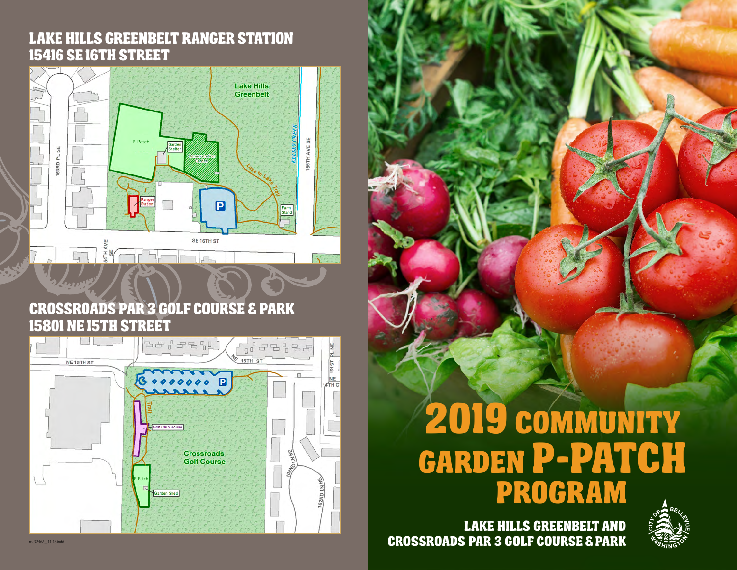## LAKE HILLS GREENBELT RANGER STATION
## 15416 SE 16TH STREET

Lake Hills Greenbelt

P-Patch

Garden Shelter

Demonstration Garden

Ranger Station

P

Lake to Lake Trail

Farm Stand

KELSEY CREEK

156TH AVE SE

153RD PL SE

SE 16TH ST

154TH AVE SE

## CROSSROADS PAR 3 GOLF COURSE & PARK
## 15801 NE 15TH STREET

NE 15TH ST

NE 15TH ST

161ST PL NE

NE 14TH CT

P

Trail

Golf Club House

Crossroads Golf Course

P-Patch

Garden Shed

162ND LN NE

162ND LN NE

mc3246A_11.18.indd

# 2019 COMMUNITY GARDEN P-PATCH PROGRAM

**LAKE HILLS GREENBELT AND CROSSROADS PAR 3 GOLF COURSE & PARK**

CITY OF BELLEVUE WASHINGTON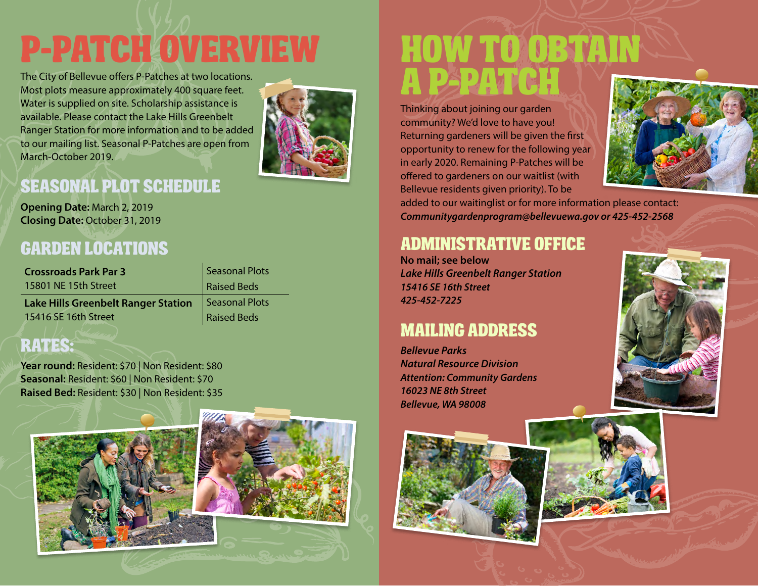# P-PATCH OVERVIEW

The City of Bellevue offers P-Patches at two locations. Most plots measure approximately 400 square feet. Water is supplied on site. Scholarship assistance is available. Please contact the Lake Hills Greenbelt Ranger Station for more information and to be added to our mailing list. Seasonal P-Patches are open from March-October 2019.

## SEASONAL PLOT SCHEDULE

**Opening Date:** March 2, 2019
**Closing Date:** October 31, 2019

## GARDEN LOCATIONS

| | |
|---|---|
| **Crossroads Park Par 3**<br>15801 NE 15th Street | Seasonal Plots<br>Raised Beds |
| **Lake Hills Greenbelt Ranger Station**<br>15416 SE 16th Street | Seasonal Plots<br>Raised Beds |

## RATES:

**Year round:** Resident: $70 | Non Resident: $80
**Seasonal:** Resident: $60 | Non Resident: $70
**Raised Bed:** Resident: $30 | Non Resident: $35

# HOW TO OBTAIN A P-PATCH

Thinking about joining our garden community? We'd love to have you! Returning gardeners will be given the first opportunity to renew for the following year in early 2020. Remaining P-Patches will be offered to gardeners on our waitlist (with Bellevue residents given priority). To be added to our waitinglist or for more information please contact: ***Communitygardenprogram@bellevuewa.gov or 425-452-2568***

## ADMINISTRATIVE OFFICE

**No mail; see below**
***Lake Hills Greenbelt Ranger Station***
***15416 SE 16th Street***
***425-452-7225***

## MAILING ADDRESS

***Bellevue Parks***
***Natural Resource Division***
***Attention: Community Gardens***
***16023 NE 8th Street***
***Bellevue, WA 98008***